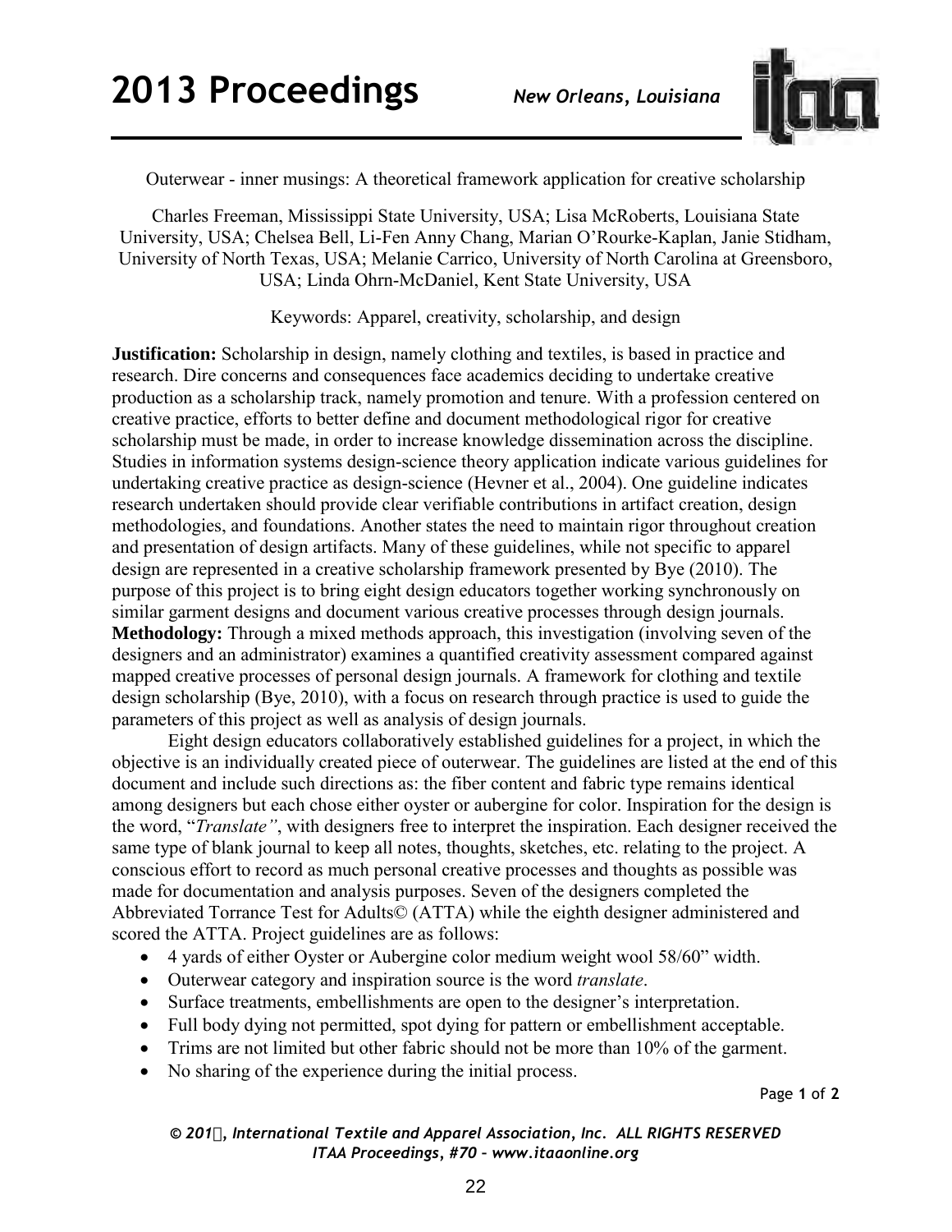Outerwear - inner musings: A theoretical framework application for creative scholarship

Charles Freeman, Mississippi State University, USA; Lisa McRoberts, Louisiana State University, USA; Chelsea Bell, Li-Fen Anny Chang, Marian O'Rourke-Kaplan, Janie Stidham, University of North Texas, USA; Melanie Carrico, University of North Carolina at Greensboro, USA; Linda Ohrn-McDaniel, Kent State University, USA

Keywords: Apparel, creativity, scholarship, and design

**Justification:** Scholarship in design, namely clothing and textiles, is based in practice and research. Dire concerns and consequences face academics deciding to undertake creative production as a scholarship track, namely promotion and tenure. With a profession centered on creative practice, efforts to better define and document methodological rigor for creative scholarship must be made, in order to increase knowledge dissemination across the discipline. Studies in information systems design-science theory application indicate various guidelines for undertaking creative practice as design-science (Hevner et al., 2004). One guideline indicates research undertaken should provide clear verifiable contributions in artifact creation, design methodologies, and foundations. Another states the need to maintain rigor throughout creation and presentation of design artifacts. Many of these guidelines, while not specific to apparel design are represented in a creative scholarship framework presented by Bye (2010). The purpose of this project is to bring eight design educators together working synchronously on similar garment designs and document various creative processes through design journals.

**Methodology:** Through a mixed methods approach, this investigation (involving seven of the designers and an administrator) examines a quantified creativity assessment compared against mapped creative processes of personal design journals. A framework for clothing and textile design scholarship (Bye, 2010), with a focus on research through practice is used to guide the parameters of this project as well as analysis of design journals.

Eight design educators collaboratively established guidelines for a project, in which the objective is an individually created piece of outerwear. The guidelines are listed at the end of this document and include such directions as: the fiber content and fabric type remains identical among designers but each chose either oyster or aubergine for color. Inspiration for the design is the word, "*Translate"*, with designers free to interpret the inspiration. Each designer received the same type of blank journal to keep all notes, thoughts, sketches, etc. relating to the project. A conscious effort to record as much personal creative processes and thoughts as possible was made for documentation and analysis purposes. Seven of the designers completed the Abbreviated Torrance Test for Adults© (ATTA) while the eighth designer administered and scored the ATTA. Project guidelines are as follows:

- 4 yards of either Oyster or Aubergine color medium weight wool 58/60" width.
- Outerwear category and inspiration source is the word *translate*.
- Surface treatments, embellishments are open to the designer's interpretation.
- Full body dying not permitted, spot dying for pattern or embellishment acceptable.
- Trims are not limited but other fabric should not be more than 10% of the garment.
- No sharing of the experience during the initial process.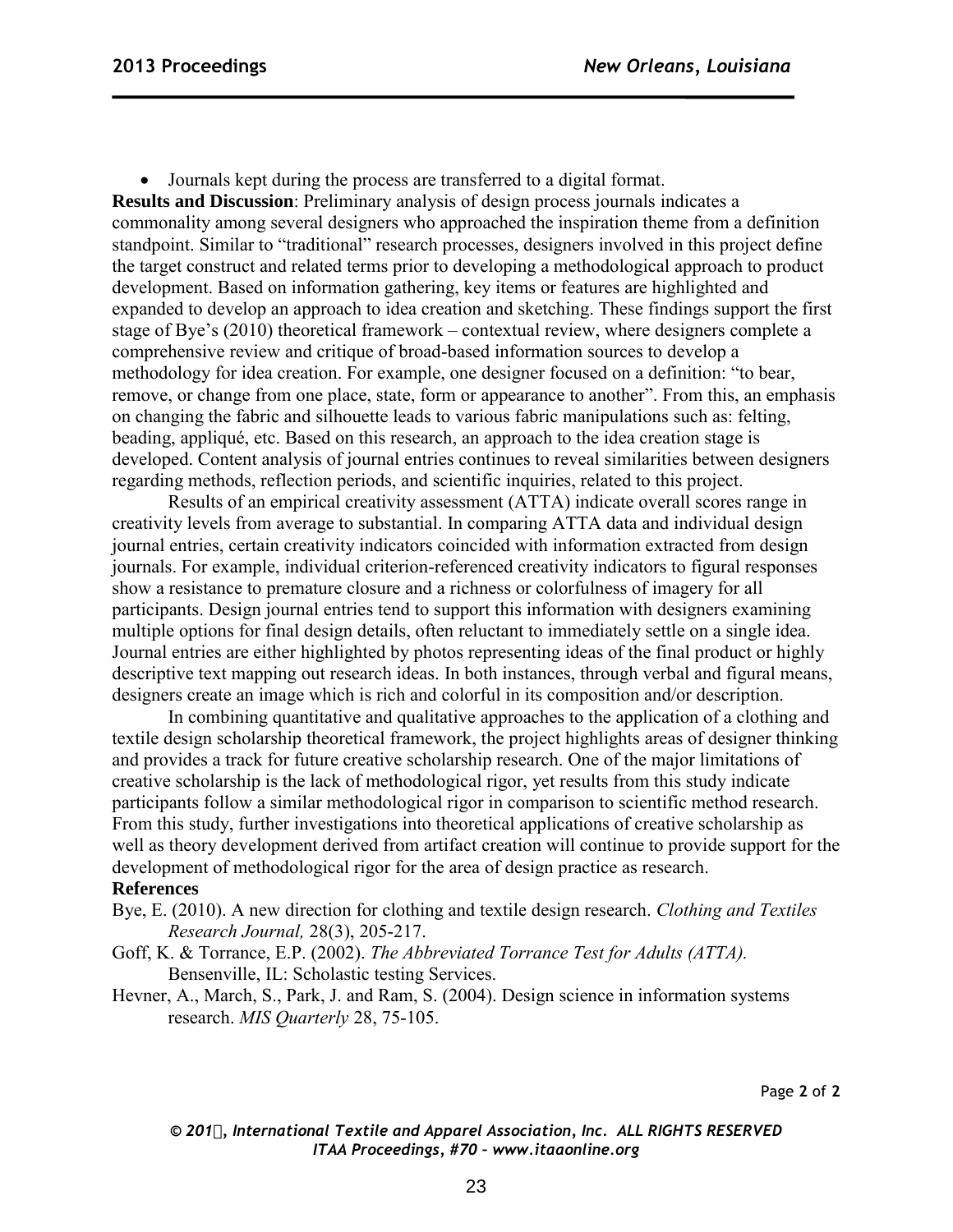- Journals kept during the process are transferred to a digital format.

**Results and Discussion**: Preliminary analysis of design process journals indicates a commonality among several designers who approached the inspiration theme from a definition standpoint. Similar to "traditional" research processes, designers involved in this project define the target construct and related terms prior to developing a methodological approach to product development. Based on information gathering, key items or features are highlighted and expanded to develop an approach to idea creation and sketching. These findings support the first stage of Bye's (2010) theoretical framework – contextual review, where designers complete a comprehensive review and critique of broad-based information sources to develop a methodology for idea creation. For example, one designer focused on a definition: "to bear, remove, or change from one place, state, form or appearance to another". From this, an emphasis on changing the fabric and silhouette leads to various fabric manipulations such as: felting, beading, appliqué, etc. Based on this research, an approach to the idea creation stage is developed. Content analysis of journal entries continues to reveal similarities between designers regarding methods, reflection periods, and scientific inquiries, related to this project.

Results of an empirical creativity assessment (ATTA) indicate overall scores range in creativity levels from average to substantial. In comparing ATTA data and individual design journal entries, certain creativity indicators coincided with information extracted from design journals. For example, individual criterion-referenced creativity indicators to figural responses show a resistance to premature closure and a richness or colorfulness of imagery for all participants. Design journal entries tend to support this information with designers examining multiple options for final design details, often reluctant to immediately settle on a single idea. Journal entries are either highlighted by photos representing ideas of the final product or highly descriptive text mapping out research ideas. In both instances, through verbal and figural means, designers create an image which is rich and colorful in its composition and/or description.

In combining quantitative and qualitative approaches to the application of a clothing and textile design scholarship theoretical framework, the project highlights areas of designer thinking and provides a track for future creative scholarship research. One of the major limitations of creative scholarship is the lack of methodological rigor, yet results from this study indicate participants follow a similar methodological rigor in comparison to scientific method research. From this study, further investigations into theoretical applications of creative scholarship as well as theory development derived from artifact creation will continue to provide support for the development of methodological rigor for the area of design practice as research.

**References**

Bye, E. (2010). A new direction for clothing and textile design research. *Clothing and Textiles Research Journal,* 28(3), 205-217.

Goff, K. & Torrance, E.P. (2002). *The Abbreviated Torrance Test for Adults (ATTA).* Bensenville, IL: Scholastic testing Services.

Hevner, A., March, S., Park, J. and Ram, S. (2004). Design science in information systems research. *MIS Quarterly* 28, 75-105.